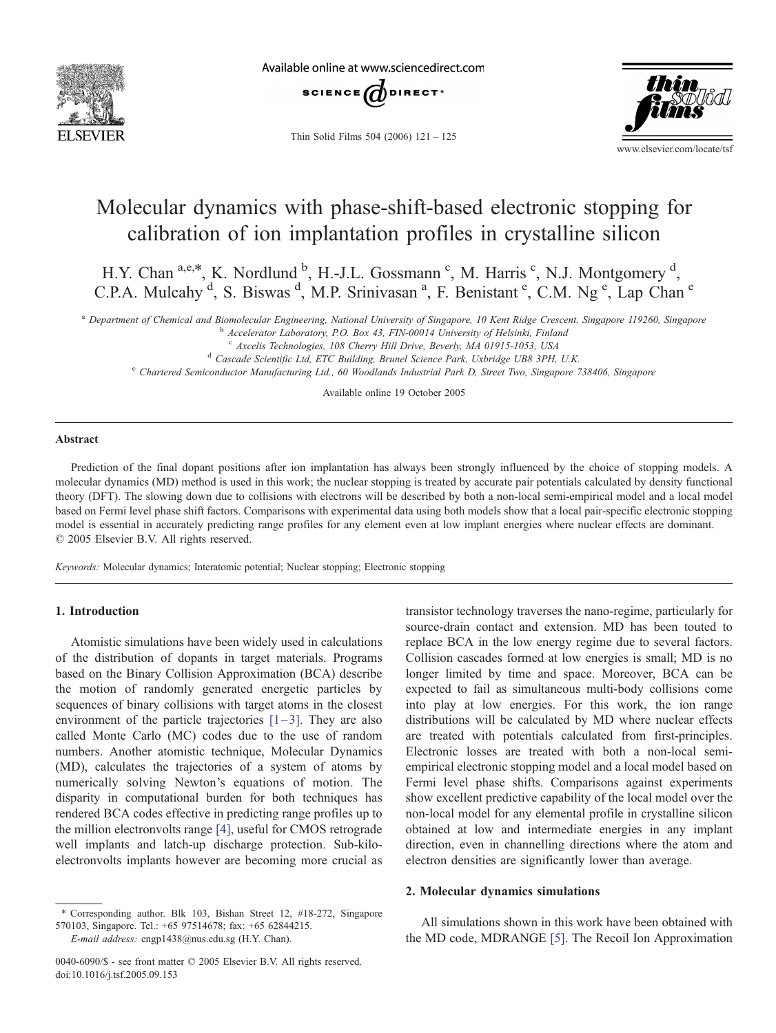# Molecular dynamics with phase-shift-based electronic stopping for calibration of ion implantation profiles in crystalline silicon

H.Y. Chan [a,e,*], K. Nordlund [b], H.-J.L. Gossmann [c], M. Harris [c], N.J. Montgomery [d], C.P.A. Mulcahy [d], S. Biswas [d], M.P. Srinivasan [a], F. Benistant [e], C.M. Ng [e], Lap Chan [e]

[a] *Department of Chemical and Biomolecular Engineering, National University of Singapore, 10 Kent Ridge Crescent, Singapore 119260, Singapore*

[b] *Accelerator Laboratory, P.O. Box 43, FIN-00014 University of Helsinki, Finland*

[c] *Axcelis Technologies, 108 Cherry Hill Drive, Beverly, MA 01915-1053, USA*

[d] *Cascade Scientific Ltd, ETC Building, Brunel Science Park, Uxbridge UB8 3PH, U.K.*

[e] *Chartered Semiconductor Manufacturing Ltd., 60 Woodlands Industrial Park D, Street Two, Singapore 738406, Singapore*

Available online 19 October 2005

## Abstract

Prediction of the final dopant positions after ion implantation has always been strongly influenced by the choice of stopping models. A molecular dynamics (MD) method is used in this work; the nuclear stopping is treated by accurate pair potentials calculated by density functional theory (DFT). The slowing down due to collisions with electrons will be described by both a non-local semi-empirical model and a local model based on Fermi level phase shift factors. Comparisons with experimental data using both models show that a local pair-specific electronic stopping model is essential in accurately predicting range profiles for any element even at low implant energies where nuclear effects are dominant.
© 2005 Elsevier B.V. All rights reserved.

*Keywords:* Molecular dynamics; Interatomic potential; Nuclear stopping; Electronic stopping

## 1. Introduction

Atomistic simulations have been widely used in calculations of the distribution of dopants in target materials. Programs based on the Binary Collision Approximation (BCA) describe the motion of randomly generated energetic particles by sequences of binary collisions with target atoms in the closest environment of the particle trajectories [1–3]. They are also called Monte Carlo (MC) codes due to the use of random numbers. Another atomistic technique, Molecular Dynamics (MD), calculates the trajectories of a system of atoms by numerically solving Newton's equations of motion. The disparity in computational burden for both techniques has rendered BCA codes effective in predicting range profiles up to the million electronvolts range [4], useful for CMOS retrograde well implants and latch-up discharge protection. Sub-kilo-electronvolts implants however are becoming more crucial as transistor technology traverses the nano-regime, particularly for source-drain contact and extension. MD has been touted to replace BCA in the low energy regime due to several factors. Collision cascades formed at low energies is small; MD is no longer limited by time and space. Moreover, BCA can be expected to fail as simultaneous multi-body collisions come into play at low energies. For this work, the ion range distributions will be calculated by MD where nuclear effects are treated with potentials calculated from first-principles. Electronic losses are treated with both a non-local semi-empirical electronic stopping model and a local model based on Fermi level phase shifts. Comparisons against experiments show excellent predictive capability of the local model over the non-local model for any elemental profile in crystalline silicon obtained at low and intermediate energies in any implant direction, even in channelling directions where the atom and electron densities are significantly lower than average.

## 2. Molecular dynamics simulations

All simulations shown in this work have been obtained with the MD code, MDRANGE [5]. The Recoil Ion Approximation

* Corresponding author. Blk 103, Bishan Street 12, #18-272, Singapore 570103, Singapore. Tel.: +65 97514678; fax: +65 62844215.
*E-mail address:* engp1438@nus.edu.sg (H.Y. Chan).

0040-6090/$ - see front matter © 2005 Elsevier B.V. All rights reserved.
doi:10.1016/j.tsf.2005.09.153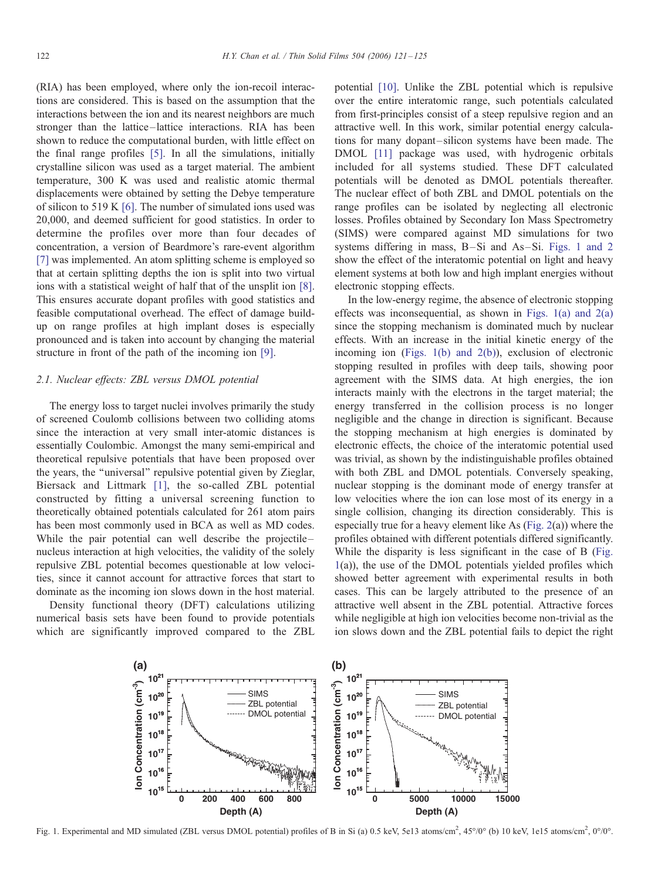(RIA) has been employed, where only the ion-recoil interactions are considered. This is based on the assumption that the interactions between the ion and its nearest neighbors are much stronger than the lattice–lattice interactions. RIA has been shown to reduce the computational burden, with little effect on the final range profiles [5]. In all the simulations, initially crystalline silicon was used as a target material. The ambient temperature, 300 K was used and realistic atomic thermal displacements were obtained by setting the Debye temperature of silicon to 519 K [6]. The number of simulated ions used was 20,000, and deemed sufficient for good statistics. In order to determine the profiles over more than four decades of concentration, a version of Beardmore's rare-event algorithm [7] was implemented. An atom splitting scheme is employed so that at certain splitting depths the ion is split into two virtual ions with a statistical weight of half that of the unsplit ion [8]. This ensures accurate dopant profiles with good statistics and feasible computational overhead. The effect of damage build-up on range profiles at high implant doses is especially pronounced and is taken into account by changing the material structure in front of the path of the incoming ion [9].

### 2.1. Nuclear effects: ZBL versus DMOL potential

The energy loss to target nuclei involves primarily the study of screened Coulomb collisions between two colliding atoms since the interaction at very small inter-atomic distances is essentially Coulombic. Amongst the many semi-empirical and theoretical repulsive potentials that have been proposed over the years, the "universal" repulsive potential given by Zieglar, Biersack and Littmark [1], the so-called ZBL potential constructed by fitting a universal screening function to theoretically obtained potentials calculated for 261 atom pairs has been most commonly used in BCA as well as MD codes. While the pair potential can well describe the projectile–nucleus interaction at high velocities, the validity of the solely repulsive ZBL potential becomes questionable at low velocities, since it cannot account for attractive forces that start to dominate as the incoming ion slows down in the host material.

Density functional theory (DFT) calculations utilizing numerical basis sets have been found to provide potentials which are significantly improved compared to the ZBL potential [10]. Unlike the ZBL potential which is repulsive over the entire interatomic range, such potentials calculated from first-principles consist of a steep repulsive region and an attractive well. In this work, similar potential energy calculations for many dopant–silicon systems have been made. The DMOL [11] package was used, with hydrogenic orbitals included for all systems studied. These DFT calculated potentials will be denoted as DMOL potentials thereafter. The nuclear effect of both ZBL and DMOL potentials on the range profiles can be isolated by neglecting all electronic losses. Profiles obtained by Secondary Ion Mass Spectrometry (SIMS) were compared against MD simulations for two systems differing in mass, B–Si and As–Si. Figs. 1 and 2 show the effect of the interatomic potential on light and heavy element systems at both low and high implant energies without electronic stopping effects.

In the low-energy regime, the absence of electronic stopping effects was inconsequential, as shown in Figs. 1(a) and 2(a) since the stopping mechanism is dominated much by nuclear effects. With an increase in the initial kinetic energy of the incoming ion (Figs. 1(b) and 2(b)), exclusion of electronic stopping resulted in profiles with deep tails, showing poor agreement with the SIMS data. At high energies, the ion interacts mainly with the electrons in the target material; the energy transferred in the collision process is no longer negligible and the change in direction is significant. Because the stopping mechanism at high energies is dominated by electronic effects, the choice of the interatomic potential used was trivial, as shown by the indistinguishable profiles obtained with both ZBL and DMOL potentials. Conversely speaking, nuclear stopping is the dominant mode of energy transfer at low velocities where the ion can lose most of its energy in a single collision, changing its direction considerably. This is especially true for a heavy element like As (Fig. 2(a)) where the profiles obtained with different potentials differed significantly. While the disparity is less significant in the case of B (Fig. 1(a)), the use of the DMOL potentials yielded profiles which showed better agreement with experimental results in both cases. This can be largely attributed to the presence of an attractive well absent in the ZBL potential. Attractive forces while negligible at high ion velocities become non-trivial as the ion slows down and the ZBL potential fails to depict the right

Fig. 1. Experimental and MD simulated (ZBL versus DMOL potential) profiles of B in Si (a) 0.5 keV, 5e13 atoms/cm$^2$, 45°/0° (b) 10 keV, 1e15 atoms/cm$^2$, 0°/0°.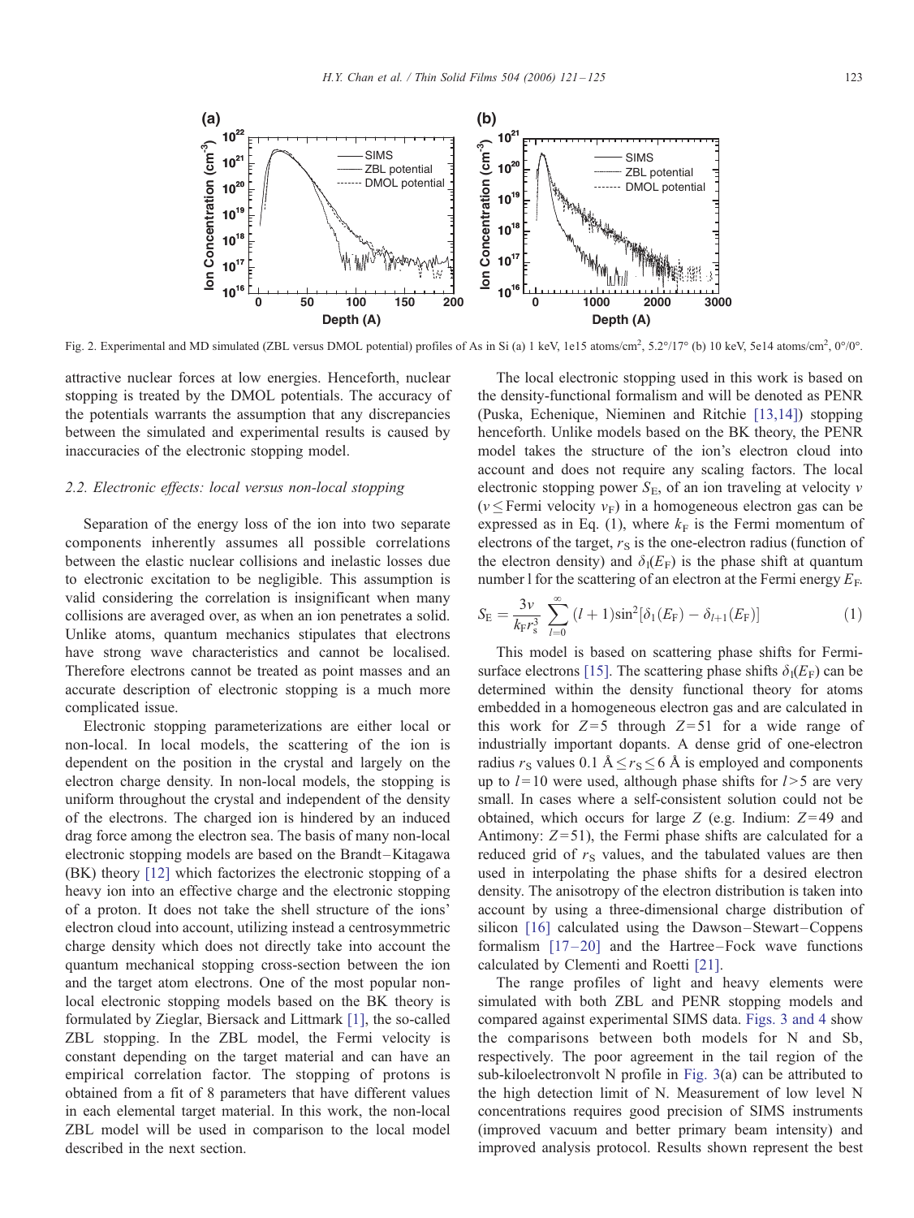Fig. 2. Experimental and MD simulated (ZBL versus DMOL potential) profiles of As in Si (a) 1 keV, 1e15 atoms/cm$^2$, 5.2°/17° (b) 10 keV, 5e14 atoms/cm$^2$, 0°/0°.

attractive nuclear forces at low energies. Henceforth, nuclear stopping is treated by the DMOL potentials. The accuracy of the potentials warrants the assumption that any discrepancies between the simulated and experimental results is caused by inaccuracies of the electronic stopping model.

### 2.2. Electronic effects: local versus non-local stopping

Separation of the energy loss of the ion into two separate components inherently assumes all possible correlations between the elastic nuclear collisions and inelastic losses due to electronic excitation to be negligible. This assumption is valid considering the correlation is insignificant when many collisions are averaged over, as when an ion penetrates a solid. Unlike atoms, quantum mechanics stipulates that electrons have strong wave characteristics and cannot be localised. Therefore electrons cannot be treated as point masses and an accurate description of electronic stopping is a much more complicated issue.

Electronic stopping parameterizations are either local or non-local. In local models, the scattering of the ion is dependent on the position in the crystal and largely on the electron charge density. In non-local models, the stopping is uniform throughout the crystal and independent of the density of the electrons. The charged ion is hindered by an induced drag force among the electron sea. The basis of many non-local electronic stopping models are based on the Brandt–Kitagawa (BK) theory [12] which factorizes the electronic stopping of a heavy ion into an effective charge and the electronic stopping of a proton. It does not take the shell structure of the ions' electron cloud into account, utilizing instead a centrosymmetric charge density which does not directly take into account the quantum mechanical stopping cross-section between the ion and the target atom electrons. One of the most popular non-local electronic stopping models based on the BK theory is formulated by Zieglar, Biersack and Littmark [1], the so-called ZBL stopping. In the ZBL model, the Fermi velocity is constant depending on the target material and can have an empirical correlation factor. The stopping of protons is obtained from a fit of 8 parameters that have different values in each elemental target material. In this work, the non-local ZBL model will be used in comparison to the local model described in the next section.

The local electronic stopping used in this work is based on the density-functional formalism and will be denoted as PENR (Puska, Echenique, Nieminen and Ritchie [13,14]) stopping henceforth. Unlike models based on the BK theory, the PENR model takes the structure of the ion's electron cloud into account and does not require any scaling factors. The local electronic stopping power $S_E$, of an ion traveling at velocity $v$ ($v \leq$ Fermi velocity $v_F$) in a homogeneous electron gas can be expressed as in Eq. (1), where $k_F$ is the Fermi momentum of electrons of the target, $r_S$ is the one-electron radius (function of the electron density) and $\delta_l(E_F)$ is the phase shift at quantum number l for the scattering of an electron at the Fermi energy $E_F$.

$$S_E = \frac{3v}{k_F r_s^3} \sum_{l=0}^{\infty} (l+1)\sin^2[\delta_l(E_F) - \delta_{l+1}(E_F)] \tag{1}$$

This model is based on scattering phase shifts for Fermi-surface electrons [15]. The scattering phase shifts $\delta_l(E_F)$ can be determined within the density functional theory for atoms embedded in a homogeneous electron gas and are calculated in this work for $Z=5$ through $Z=51$ for a wide range of industrially important dopants. A dense grid of one-electron radius $r_S$ values 0.1 Å $\leq r_S \leq$ 6 Å is employed and components up to $l=10$ were used, although phase shifts for $l>5$ are very small. In cases where a self-consistent solution could not be obtained, which occurs for large $Z$ (e.g. Indium: $Z=49$ and Antimony: $Z=51$), the Fermi phase shifts are calculated for a reduced grid of $r_S$ values, and the tabulated values are then used in interpolating the phase shifts for a desired electron density. The anisotropy of the electron distribution is taken into account by using a three-dimensional charge distribution of silicon [16] calculated using the Dawson–Stewart–Coppens formalism [17–20] and the Hartree–Fock wave functions calculated by Clementi and Roetti [21].

The range profiles of light and heavy elements were simulated with both ZBL and PENR stopping models and compared against experimental SIMS data. Figs. 3 and 4 show the comparisons between both models for N and Sb, respectively. The poor agreement in the tail region of the sub-kiloelectronvolt N profile in Fig. 3(a) can be attributed to the high detection limit of N. Measurement of low level N concentrations requires good precision of SIMS instruments (improved vacuum and better primary beam intensity) and improved analysis protocol. Results shown represent the best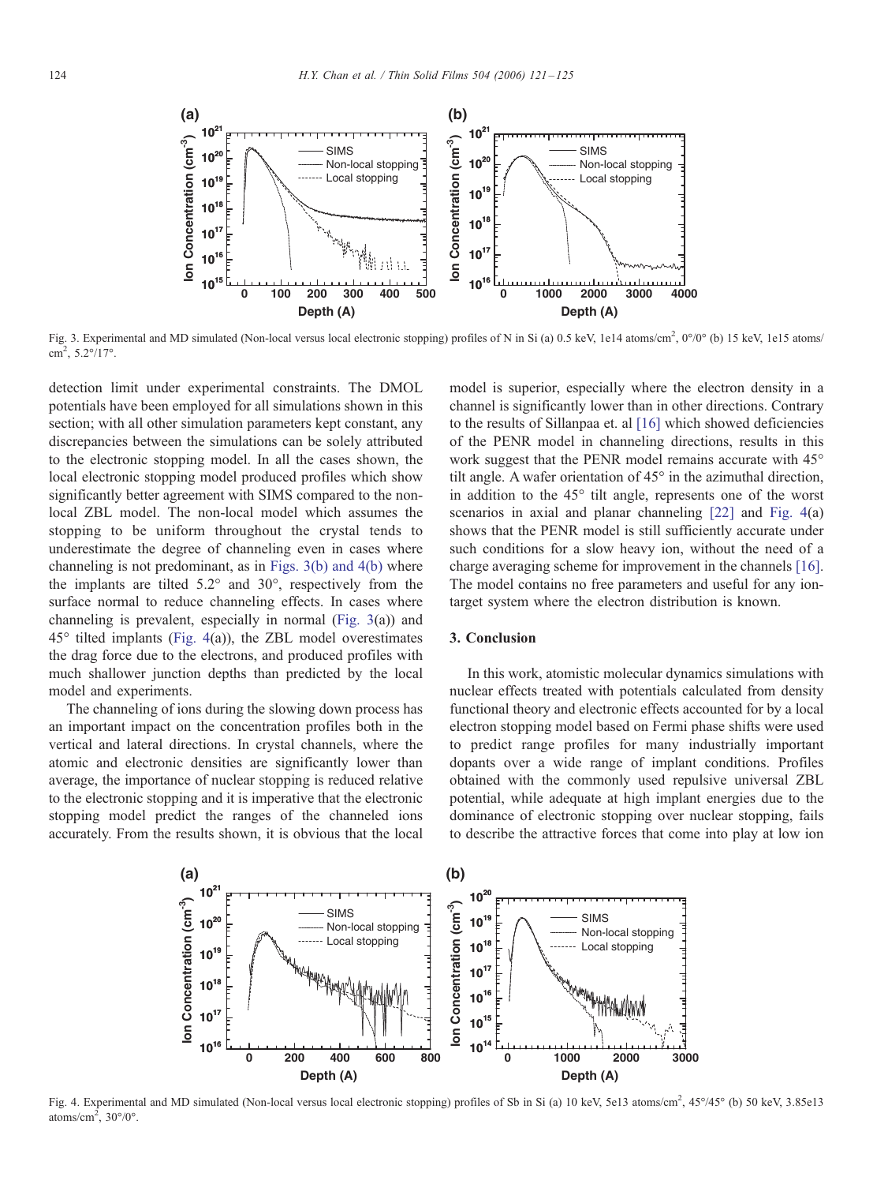Fig. 3. Experimental and MD simulated (Non-local versus local electronic stopping) profiles of N in Si (a) 0.5 keV, 1e14 atoms/cm$^2$, 0°/0° (b) 15 keV, 1e15 atoms/cm$^2$, 5.2°/17°.

detection limit under experimental constraints. The DMOL potentials have been employed for all simulations shown in this section; with all other simulation parameters kept constant, any discrepancies between the simulations can be solely attributed to the electronic stopping model. In all the cases shown, the local electronic stopping model produced profiles which show significantly better agreement with SIMS compared to the non-local ZBL model. The non-local model which assumes the stopping to be uniform throughout the crystal tends to underestimate the degree of channeling even in cases where channeling is not predominant, as in Figs. 3(b) and 4(b) where the implants are tilted 5.2° and 30°, respectively from the surface normal to reduce channeling effects. In cases where channeling is prevalent, especially in normal (Fig. 3(a)) and 45° tilted implants (Fig. 4(a)), the ZBL model overestimates the drag force due to the electrons, and produced profiles with much shallower junction depths than predicted by the local model and experiments.

The channeling of ions during the slowing down process has an important impact on the concentration profiles both in the vertical and lateral directions. In crystal channels, where the atomic and electronic densities are significantly lower than average, the importance of nuclear stopping is reduced relative to the electronic stopping and it is imperative that the electronic stopping model predict the ranges of the channeled ions accurately. From the results shown, it is obvious that the local model is superior, especially where the electron density in a channel is significantly lower than in other directions. Contrary to the results of Sillanpaa et. al [16] which showed deficiencies of the PENR model in channeling directions, results in this work suggest that the PENR model remains accurate with 45° tilt angle. A wafer orientation of 45° in the azimuthal direction, in addition to the 45° tilt angle, represents one of the worst scenarios in axial and planar channeling [22] and Fig. 4(a) shows that the PENR model is still sufficiently accurate under such conditions for a slow heavy ion, without the need of a charge averaging scheme for improvement in the channels [16]. The model contains no free parameters and useful for any ion-target system where the electron distribution is known.

## 3. Conclusion

In this work, atomistic molecular dynamics simulations with nuclear effects treated with potentials calculated from density functional theory and electronic effects accounted for by a local electron stopping model based on Fermi phase shifts were used to predict range profiles for many industrially important dopants over a wide range of implant conditions. Profiles obtained with the commonly used repulsive universal ZBL potential, while adequate at high implant energies due to the dominance of electronic stopping over nuclear stopping, fails to describe the attractive forces that come into play at low ion

Fig. 4. Experimental and MD simulated (Non-local versus local electronic stopping) profiles of Sb in Si (a) 10 keV, 5e13 atoms/cm$^2$, 45°/45° (b) 50 keV, 3.85e13 atoms/cm$^2$, 30°/0°.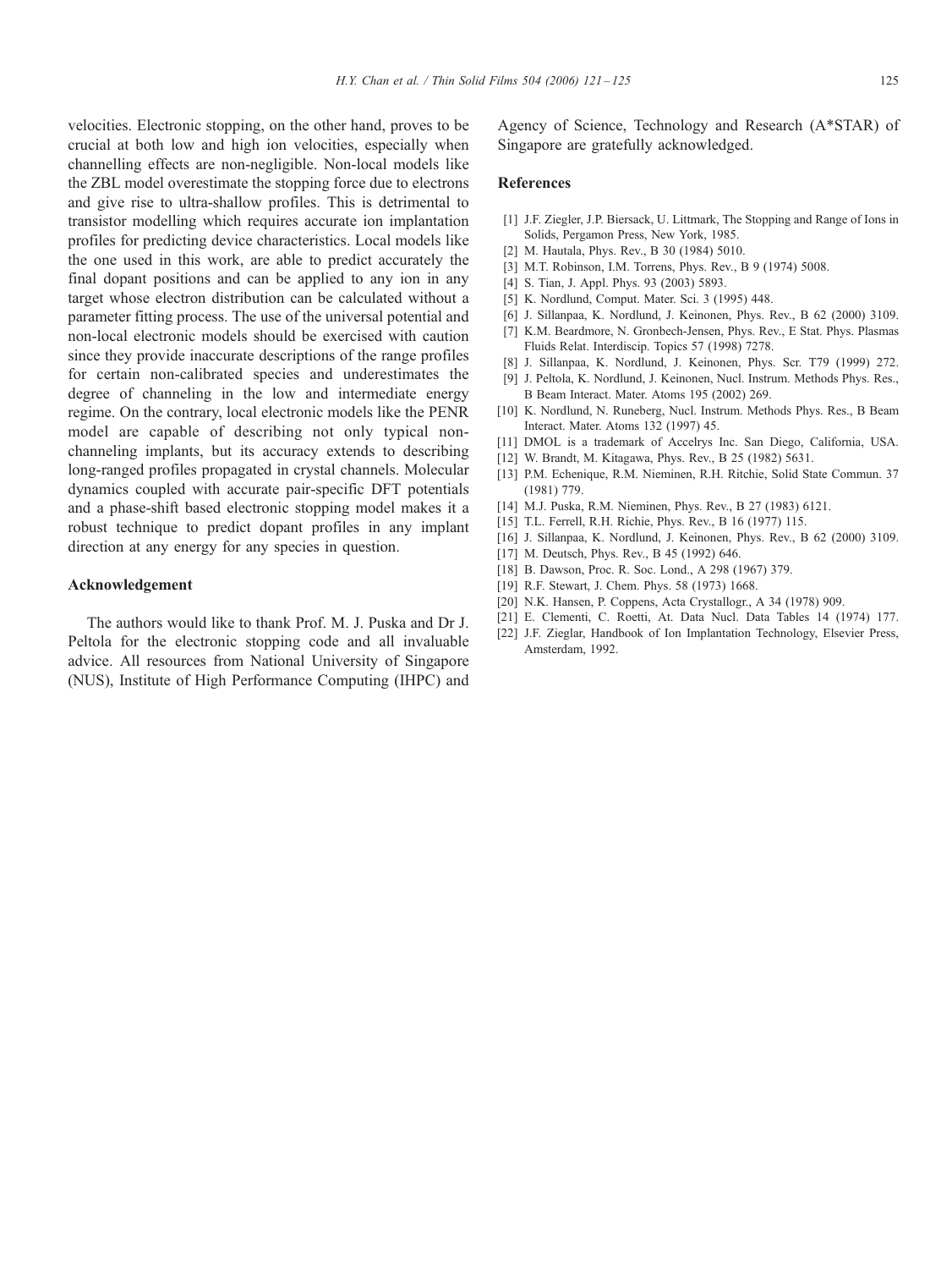velocities. Electronic stopping, on the other hand, proves to be crucial at both low and high ion velocities, especially when channelling effects are non-negligible. Non-local models like the ZBL model overestimate the stopping force due to electrons and give rise to ultra-shallow profiles. This is detrimental to transistor modelling which requires accurate ion implantation profiles for predicting device characteristics. Local models like the one used in this work, are able to predict accurately the final dopant positions and can be applied to any ion in any target whose electron distribution can be calculated without a parameter fitting process. The use of the universal potential and non-local electronic models should be exercised with caution since they provide inaccurate descriptions of the range profiles for certain non-calibrated species and underestimates the degree of channeling in the low and intermediate energy regime. On the contrary, local electronic models like the PENR model are capable of describing not only typical non-channeling implants, but its accuracy extends to describing long-ranged profiles propagated in crystal channels. Molecular dynamics coupled with accurate pair-specific DFT potentials and a phase-shift based electronic stopping model makes it a robust technique to predict dopant profiles in any implant direction at any energy for any species in question.

## Acknowledgement

The authors would like to thank Prof. M. J. Puska and Dr J. Peltola for the electronic stopping code and all invaluable advice. All resources from National University of Singapore (NUS), Institute of High Performance Computing (IHPC) and Agency of Science, Technology and Research (A*STAR) of Singapore are gratefully acknowledged.

## References

[1] J.F. Ziegler, J.P. Biersack, U. Littmark, The Stopping and Range of Ions in Solids, Pergamon Press, New York, 1985.
[2] M. Hautala, Phys. Rev., B 30 (1984) 5010.
[3] M.T. Robinson, I.M. Torrens, Phys. Rev., B 9 (1974) 5008.
[4] S. Tian, J. Appl. Phys. 93 (2003) 5893.
[5] K. Nordlund, Comput. Mater. Sci. 3 (1995) 448.
[6] J. Sillanpaa, K. Nordlund, J. Keinonen, Phys. Rev., B 62 (2000) 3109.
[7] K.M. Beardmore, N. Gronbech-Jensen, Phys. Rev., E Stat. Phys. Plasmas Fluids Relat. Interdiscip. Topics 57 (1998) 7278.
[8] J. Sillanpaa, K. Nordlund, J. Keinonen, Phys. Scr. T79 (1999) 272.
[9] J. Peltola, K. Nordlund, J. Keinonen, Nucl. Instrum. Methods Phys. Res., B Beam Interact. Mater. Atoms 195 (2002) 269.
[10] K. Nordlund, N. Runeberg, Nucl. Instrum. Methods Phys. Res., B Beam Interact. Mater. Atoms 132 (1997) 45.
[11] DMOL is a trademark of Accelrys Inc. San Diego, California, USA.
[12] W. Brandt, M. Kitagawa, Phys. Rev., B 25 (1982) 5631.
[13] P.M. Echenique, R.M. Nieminen, R.H. Ritchie, Solid State Commun. 37 (1981) 779.
[14] M.J. Puska, R.M. Nieminen, Phys. Rev., B 27 (1983) 6121.
[15] T.L. Ferrell, R.H. Richie, Phys. Rev., B 16 (1977) 115.
[16] J. Sillanpaa, K. Nordlund, J. Keinonen, Phys. Rev., B 62 (2000) 3109.
[17] M. Deutsch, Phys. Rev., B 45 (1992) 646.
[18] B. Dawson, Proc. R. Soc. Lond., A 298 (1967) 379.
[19] R.F. Stewart, J. Chem. Phys. 58 (1973) 1668.
[20] N.K. Hansen, P. Coppens, Acta Crystallogr., A 34 (1978) 909.
[21] E. Clementi, C. Roetti, At. Data Nucl. Data Tables 14 (1974) 177.
[22] J.F. Zieglar, Handbook of Ion Implantation Technology, Elsevier Press, Amsterdam, 1992.